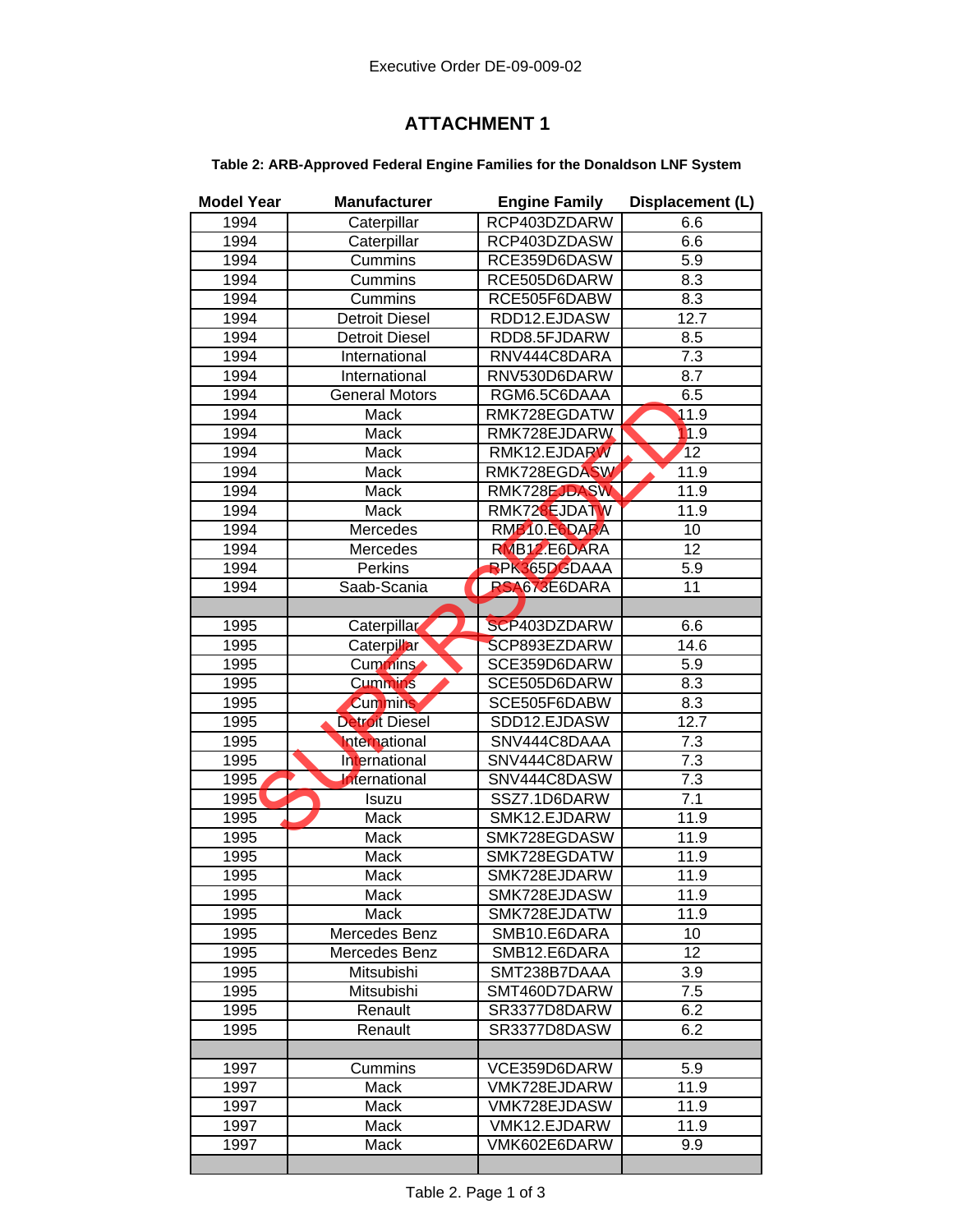Executive Order DE-09-009-02

# ATTACHMENT 1

### Table 2: ARB-Approved Federal Engine Families for the Donaldson LNF System

| Model Year | Manufacturer | Engine Family | Displacement (L) |
|---|---|---|---|
| 1994 | Caterpillar | RCP403DZDARW | 6.6 |
| 1994 | Caterpillar | RCP403DZDASW | 6.6 |
| 1994 | Cummins | RCE359D6DASW | 5.9 |
| 1994 | Cummins | RCE505D6DARW | 8.3 |
| 1994 | Cummins | RCE505F6DABW | 8.3 |
| 1994 | Detroit Diesel | RDD12.EJDASW | 12.7 |
| 1994 | Detroit Diesel | RDD8.5FJDARW | 8.5 |
| 1994 | International | RNV444C8DARA | 7.3 |
| 1994 | International | RNV530D6DARW | 8.7 |
| 1994 | General Motors | RGM6.5C6DAAA | 6.5 |
| 1994 | Mack | RMK728EGDATW | 11.9 |
| 1994 | Mack | RMK728EJDARW | 11.9 |
| 1994 | Mack | RMK12.EJDARW | 12 |
| 1994 | Mack | RMK728EGDASW | 11.9 |
| 1994 | Mack | RMK728EJDASW | 11.9 |
| 1994 | Mack | RMK728EJDATW | 11.9 |
| 1994 | Mercedes | RMB10.E6DARA | 10 |
| 1994 | Mercedes | RMB12.E6DARA | 12 |
| 1994 | Perkins | RPK365DGDAAA | 5.9 |
| 1994 | Saab-Scania | RSA673E6DARA | 11 |
| | | | |
| 1995 | Caterpillar | SCP403DZDARW | 6.6 |
| 1995 | Caterpillar | SCP893EZDARW | 14.6 |
| 1995 | Cummins | SCE359D6DARW | 5.9 |
| 1995 | Cummins | SCE505D6DARW | 8.3 |
| 1995 | Cummins | SCE505F6DABW | 8.3 |
| 1995 | Detroit Diesel | SDD12.EJDASW | 12.7 |
| 1995 | International | SNV444C8DAAA | 7.3 |
| 1995 | International | SNV444C8DARW | 7.3 |
| 1995 | International | SNV444C8DASW | 7.3 |
| 1995 | Isuzu | SSZ7.1D6DARW | 7.1 |
| 1995 | Mack | SMK12.EJDARW | 11.9 |
| 1995 | Mack | SMK728EGDASW | 11.9 |
| 1995 | Mack | SMK728EGDATW | 11.9 |
| 1995 | Mack | SMK728EJDARW | 11.9 |
| 1995 | Mack | SMK728EJDASW | 11.9 |
| 1995 | Mack | SMK728EJDATW | 11.9 |
| 1995 | Mercedes Benz | SMB10.E6DARA | 10 |
| 1995 | Mercedes Benz | SMB12.E6DARA | 12 |
| 1995 | Mitsubishi | SMT238B7DAAA | 3.9 |
| 1995 | Mitsubishi | SMT460D7DARW | 7.5 |
| 1995 | Renault | SR3377D8DARW | 6.2 |
| 1995 | Renault | SR3377D8DASW | 6.2 |
| | | | |
| 1997 | Cummins | VCE359D6DARW | 5.9 |
| 1997 | Mack | VMK728EJDARW | 11.9 |
| 1997 | Mack | VMK728EJDASW | 11.9 |
| 1997 | Mack | VMK12.EJDARW | 11.9 |
| 1997 | Mack | VMK602E6DARW | 9.9 |
| | | | |

SUPERSEDED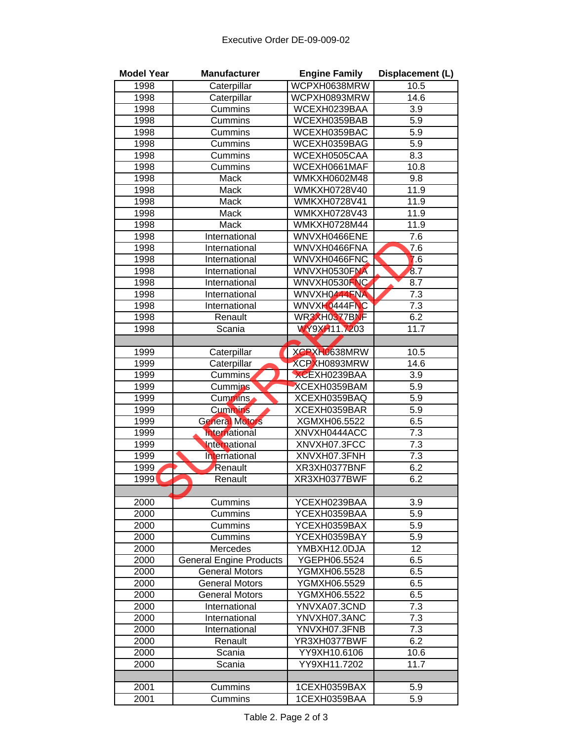Executive Order DE-09-009-02

SUPERSEDED

| Model Year | Manufacturer | Engine Family | Displacement (L) |
|---|---|---|---|
| 1998 | Caterpillar | WCPXH0638MRW | 10.5 |
| 1998 | Caterpillar | WCPXH0893MRW | 14.6 |
| 1998 | Cummins | WCEXH0239BAA | 3.9 |
| 1998 | Cummins | WCEXH0359BAB | 5.9 |
| 1998 | Cummins | WCEXH0359BAC | 5.9 |
| 1998 | Cummins | WCEXH0359BAG | 5.9 |
| 1998 | Cummins | WCEXH0505CAA | 8.3 |
| 1998 | Cummins | WCEXH0661MAF | 10.8 |
| 1998 | Mack | WMKXH0602M48 | 9.8 |
| 1998 | Mack | WMKXH0728V40 | 11.9 |
| 1998 | Mack | WMKXH0728V41 | 11.9 |
| 1998 | Mack | WMKXH0728V43 | 11.9 |
| 1998 | Mack | WMKXH0728M44 | 11.9 |
| 1998 | International | WNVXH0466ENE | 7.6 |
| 1998 | International | WNVXH0466FNA | 7.6 |
| 1998 | International | WNVXH0466FNC | 7.6 |
| 1998 | International | WNVXH0530FNA | 8.7 |
| 1998 | International | WNVXH0530FNC | 8.7 |
| 1998 | International | WNVXH0444FNA | 7.3 |
| 1998 | International | WNVXH0444FNC | 7.3 |
| 1998 | Renault | WR3XH0377BNF | 6.2 |
| 1998 | Scania | WY9XH11.7203 | 11.7 |
| | | | |
| 1999 | Caterpillar | XCPXH0638MRW | 10.5 |
| 1999 | Caterpillar | XCPXH0893MRW | 14.6 |
| 1999 | Cummins | XCEXH0239BAA | 3.9 |
| 1999 | Cummins | XCEXH0359BAM | 5.9 |
| 1999 | Cummins | XCEXH0359BAQ | 5.9 |
| 1999 | Cummins | XCEXH0359BAR | 5.9 |
| 1999 | General Motors | XGMXH06.5522 | 6.5 |
| 1999 | International | XNVXH0444ACC | 7.3 |
| 1999 | International | XNVXH07.3FCC | 7.3 |
| 1999 | International | XNVXH07.3FNH | 7.3 |
| 1999 | Renault | XR3XH0377BNF | 6.2 |
| 1999 | Renault | XR3XH0377BWF | 6.2 |
| | | | |
| 2000 | Cummins | YCEXH0239BAA | 3.9 |
| 2000 | Cummins | YCEXH0359BAA | 5.9 |
| 2000 | Cummins | YCEXH0359BAX | 5.9 |
| 2000 | Cummins | YCEXH0359BAY | 5.9 |
| 2000 | Mercedes | YMBXH12.0DJA | 12 |
| 2000 | General Engine Products | YGEPH06.5524 | 6.5 |
| 2000 | General Motors | YGMXH06.5528 | 6.5 |
| 2000 | General Motors | YGMXH06.5529 | 6.5 |
| 2000 | General Motors | YGMXH06.5522 | 6.5 |
| 2000 | International | YNVXA07.3CND | 7.3 |
| 2000 | International | YNVXH07.3ANC | 7.3 |
| 2000 | International | YNVXH07.3FNB | 7.3 |
| 2000 | Renault | YR3XH0377BWF | 6.2 |
| 2000 | Scania | YY9XH10.6106 | 10.6 |
| 2000 | Scania | YY9XH11.7202 | 11.7 |
| | | | |
| 2001 | Cummins | 1CEXH0359BAX | 5.9 |
| 2001 | Cummins | 1CEXH0359BAA | 5.9 |

Table 2. Page 2 of 3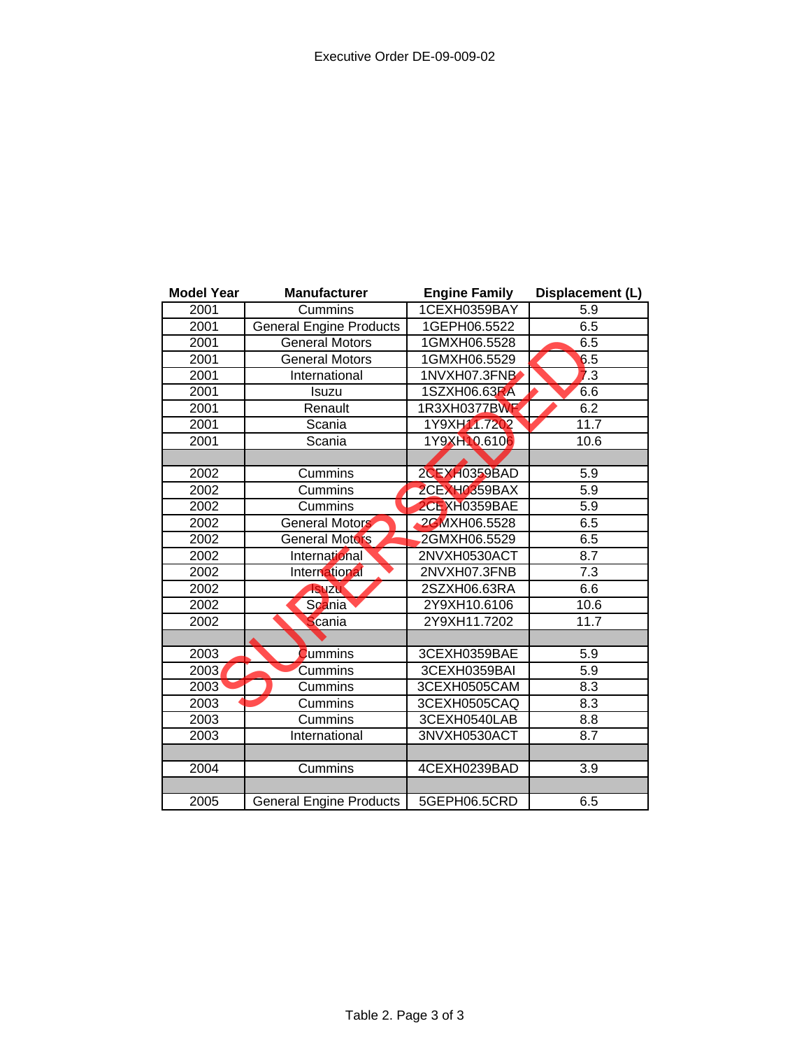Executive Order DE-09-009-02

SUPERSEDED

| Model Year | Manufacturer | Engine Family | Displacement (L) |
|---|---|---|---|
| 2001 | Cummins | 1CEXH0359BAY | 5.9 |
| 2001 | General Engine Products | 1GEPH06.5522 | 6.5 |
| 2001 | General Motors | 1GMXH06.5528 | 6.5 |
| 2001 | General Motors | 1GMXH06.5529 | 6.5 |
| 2001 | International | 1NVXH07.3FNB | 7.3 |
| 2001 | Isuzu | 1SZXH06.63RA | 6.6 |
| 2001 | Renault | 1R3XH0377BWF | 6.2 |
| 2001 | Scania | 1Y9XH11.7202 | 11.7 |
| 2001 | Scania | 1Y9XH10.6106 | 10.6 |
| | | | |
| 2002 | Cummins | 2CEXH0359BAD | 5.9 |
| 2002 | Cummins | 2CEXH0359BAX | 5.9 |
| 2002 | Cummins | 2CEXH0359BAE | 5.9 |
| 2002 | General Motors | 2GMXH06.5528 | 6.5 |
| 2002 | General Motors | 2GMXH06.5529 | 6.5 |
| 2002 | International | 2NVXH0530ACT | 8.7 |
| 2002 | International | 2NVXH07.3FNB | 7.3 |
| 2002 | Isuzu | 2SZXH06.63RA | 6.6 |
| 2002 | Scania | 2Y9XH10.6106 | 10.6 |
| 2002 | Scania | 2Y9XH11.7202 | 11.7 |
| | | | |
| 2003 | Cummins | 3CEXH0359BAE | 5.9 |
| 2003 | Cummins | 3CEXH0359BAI | 5.9 |
| 2003 | Cummins | 3CEXH0505CAM | 8.3 |
| 2003 | Cummins | 3CEXH0505CAQ | 8.3 |
| 2003 | Cummins | 3CEXH0540LAB | 8.8 |
| 2003 | International | 3NVXH0530ACT | 8.7 |
| | | | |
| 2004 | Cummins | 4CEXH0239BAD | 3.9 |
| | | | |
| 2005 | General Engine Products | 5GEPH06.5CRD | 6.5 |

Table 2. Page 3 of 3